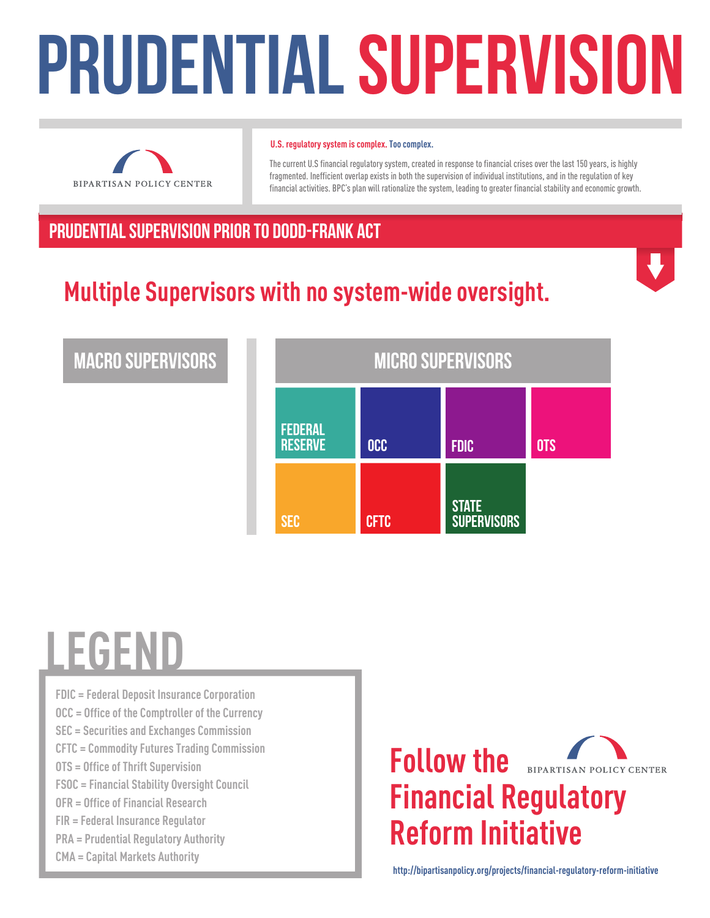# PRUDENTIAL SUPERVISION

BIPARTISAN POLICY CENTER

**U.S. regulatory system is complex. Too complex.**

The current U.S financial regulatory system, created in response to financial crises over the last 150 years, is highly fragmented. Inefficient overlap exists in both the supervision of individual institutions, and in the regulation of key financial activities. BPC's plan will rationalize the system, leading to greater financial stability and economic growth.

## PRUDENTIAL SUPERVISION PRIOR TO DODD-FRANK ACT

### Multiple Supervisors with no system-wide oversight.

**MACRO SUPERVISORS**

**MICRO SUPERVISORS**

- FEDERAL RESERVE
- OCC
- FDIC
- OTS
- SEC
- CFTC
- STATE SUPERVISORS

## LEGEND

- FDIC = Federal Deposit Insurance Corporation
- OCC = Office of the Comptroller of the Currency
- SEC = Securities and Exchanges Commission
- CFTC = Commodity Futures Trading Commission
- OTS = Office of Thrift Supervision
- FSOC = Financial Stability Oversight Council
- OFR = Office of Financial Research
- FIR = Federal Insurance Regulator
- PRA = Prudential Regulatory Authority
- CMA = Capital Markets Authority

**Follow the BIPARTISAN POLICY CENTER Financial Regulatory Reform Initiative**

http://bipartisanpolicy.org/projects/financial-regulatory-reform-initiative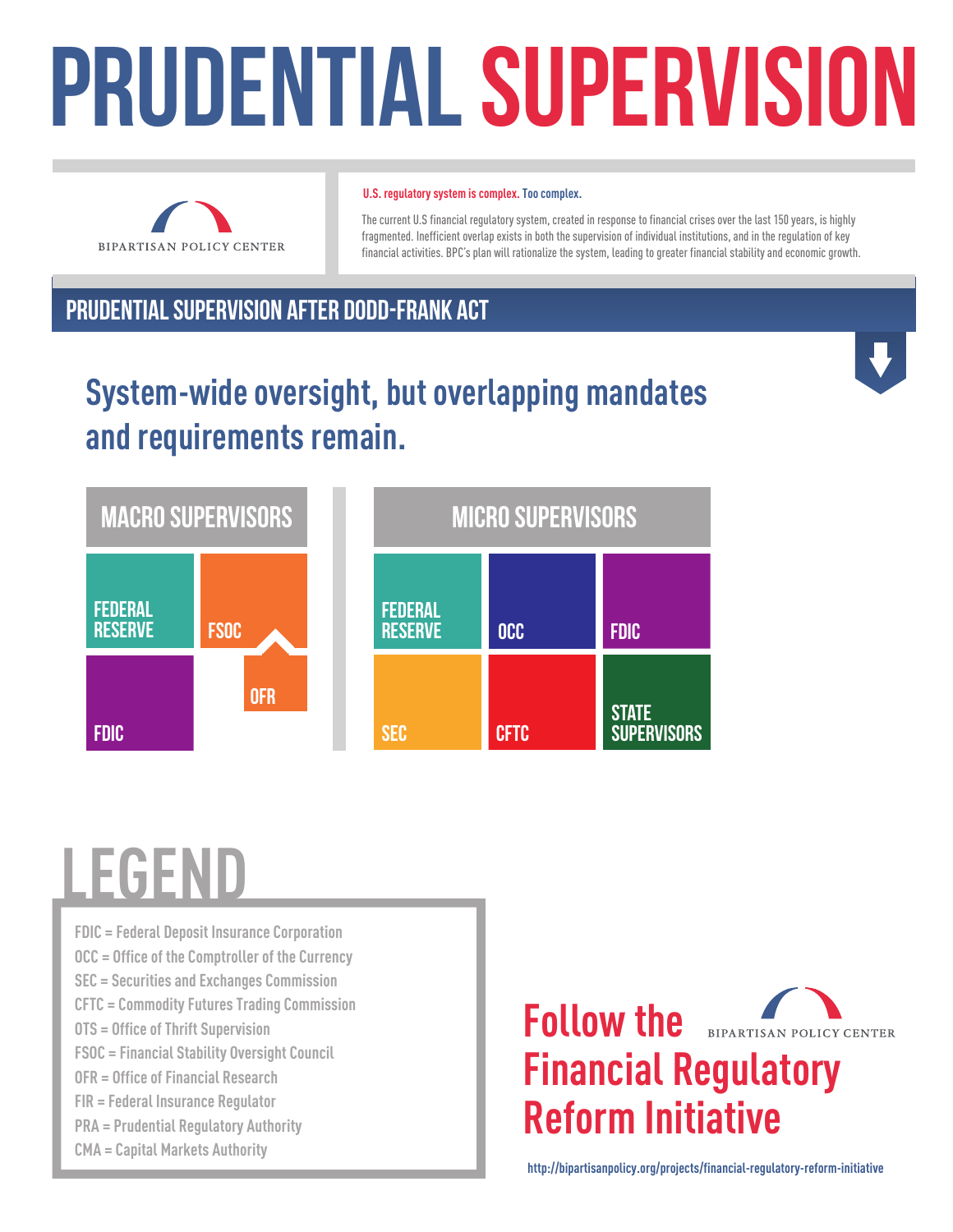# PRUDENTIAL SUPERVISION

BIPARTISAN POLICY CENTER

**U.S. regulatory system is complex. Too complex.**

The current U.S financial regulatory system, created in response to financial crises over the last 150 years, is highly fragmented. Inefficient overlap exists in both the supervision of individual institutions, and in the regulation of key financial activities. BPC's plan will rationalize the system, leading to greater financial stability and economic growth.

## PRUDENTIAL SUPERVISION AFTER DODD-FRANK ACT

### System-wide oversight, but overlapping mandates and requirements remain.

**MACRO SUPERVISORS**

- FEDERAL RESERVE
- FSOC
  - OFR
- FDIC

**MICRO SUPERVISORS**

- FEDERAL RESERVE
- OCC
- FDIC
- SEC
- CFTC
- STATE SUPERVISORS

## LEGEND

- FDIC = Federal Deposit Insurance Corporation
- OCC = Office of the Comptroller of the Currency
- SEC = Securities and Exchanges Commission
- CFTC = Commodity Futures Trading Commission
- OTS = Office of Thrift Supervision
- FSOC = Financial Stability Oversight Council
- OFR = Office of Financial Research
- FIR = Federal Insurance Regulator
- PRA = Prudential Regulatory Authority
- CMA = Capital Markets Authority

**Follow the Financial Regulatory Reform Initiative**

BIPARTISAN POLICY CENTER

http://bipartisanpolicy.org/projects/financial-regulatory-reform-initiative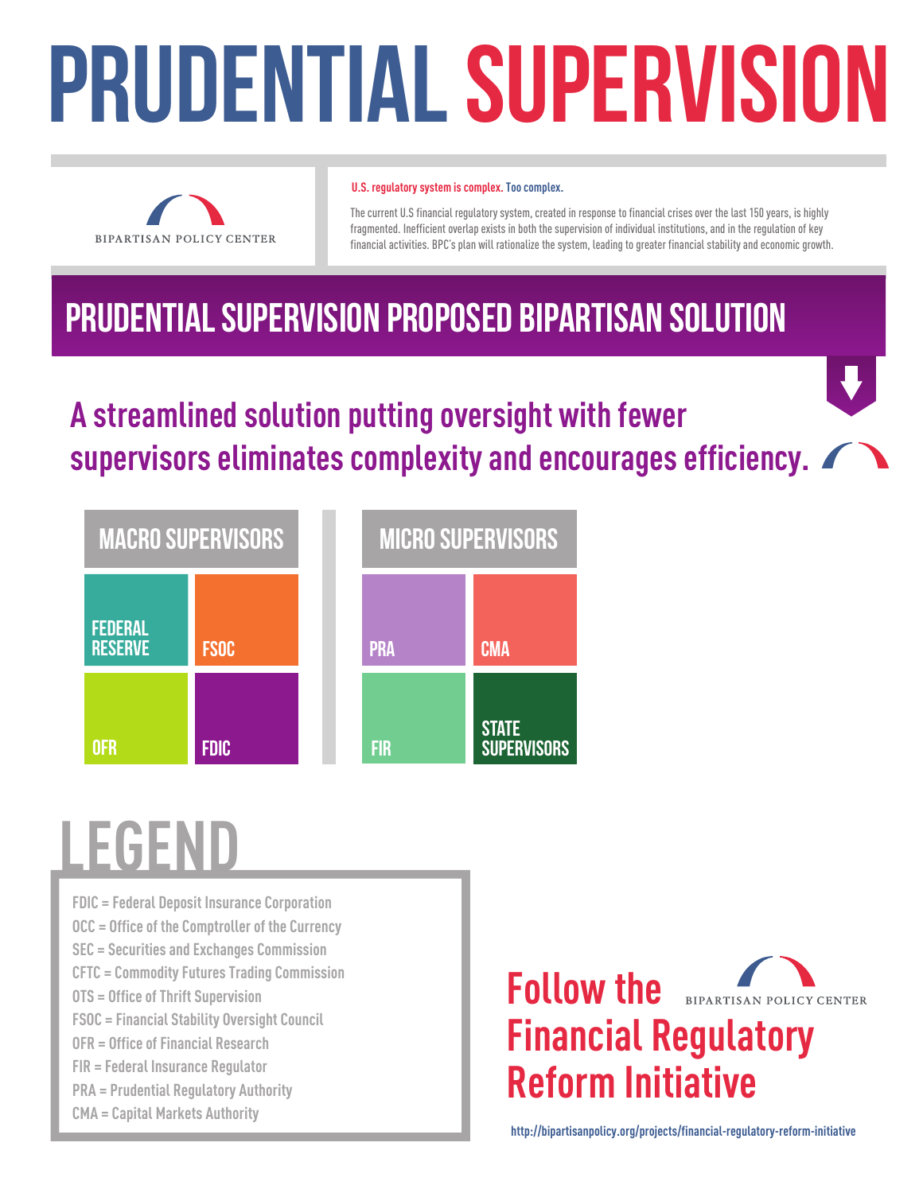# PRUDENTIAL SUPERVISION

BIPARTISAN POLICY CENTER

**U.S. regulatory system is complex. Too complex.**

The current U.S financial regulatory system, created in response to financial crises over the last 150 years, is highly fragmented. Inefficient overlap exists in both the supervision of individual institutions, and in the regulation of key financial activities. BPC's plan will rationalize the system, leading to greater financial stability and economic growth.

## PRUDENTIAL SUPERVISION PROPOSED BIPARTISAN SOLUTION

### A streamlined solution putting oversight with fewer supervisors eliminates complexity and encourages efficiency.

**MACRO SUPERVISORS**

- FEDERAL RESERVE
- FSOC
- OFR
- FDIC

**MICRO SUPERVISORS**

- PRA
- CMA
- FIR
- STATE SUPERVISORS

## LEGEND

- FDIC = Federal Deposit Insurance Corporation
- OCC = Office of the Comptroller of the Currency
- SEC = Securities and Exchanges Commission
- CFTC = Commodity Futures Trading Commission
- OTS = Office of Thrift Supervision
- FSOC = Financial Stability Oversight Council
- OFR = Office of Financial Research
- FIR = Federal Insurance Regulator
- PRA = Prudential Regulatory Authority
- CMA = Capital Markets Authority

**Follow the Financial Regulatory Reform Initiative**

BIPARTISAN POLICY CENTER

http://bipartisanpolicy.org/projects/financial-regulatory-reform-initiative